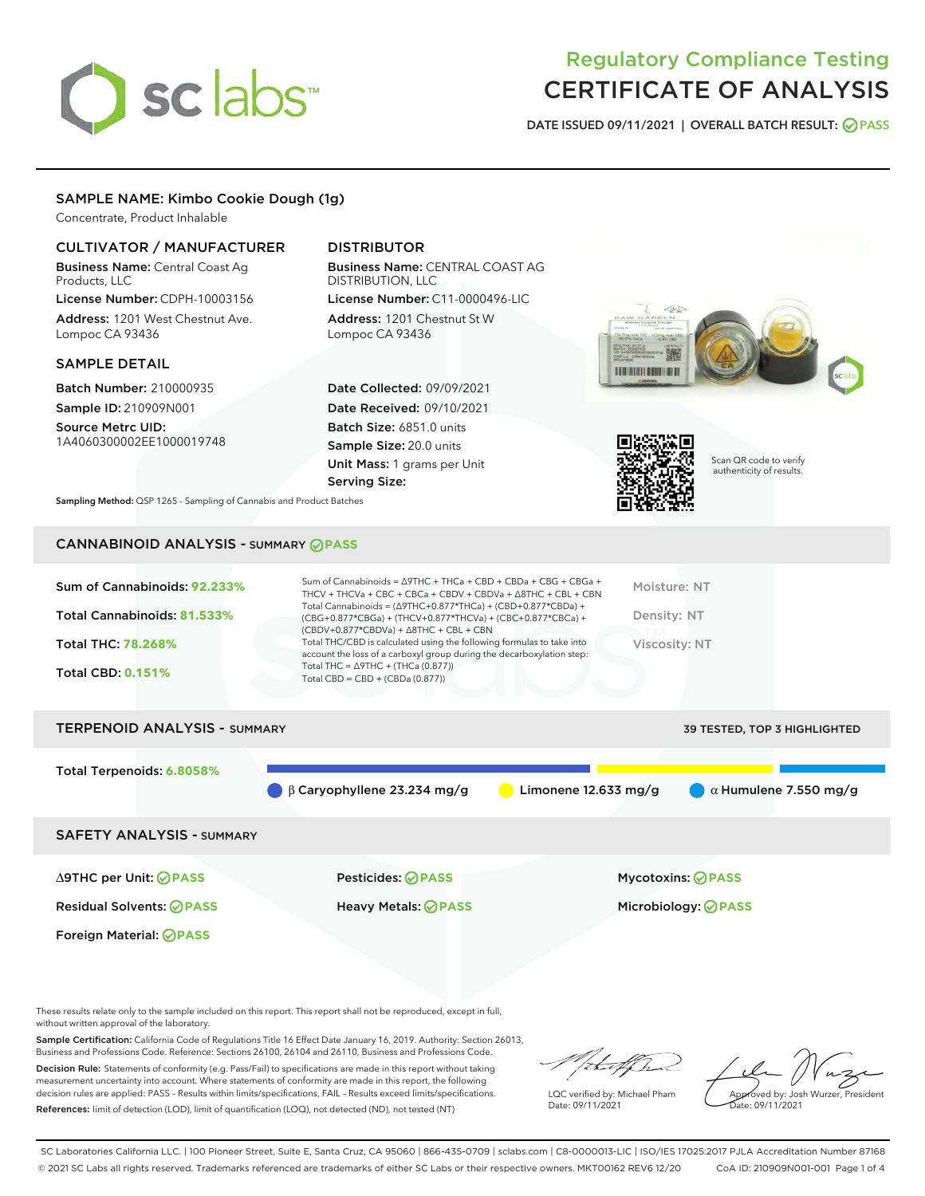# Regulatory Compliance Testing
# CERTIFICATE OF ANALYSIS

DATE ISSUED 09/11/2021 | OVERALL BATCH RESULT: PASS

## SAMPLE NAME: Kimbo Cookie Dough (1g)

Concentrate, Product Inhalable

### CULTIVATOR / MANUFACTURER

**Business Name:** Central Coast Ag Products, LLC

**License Number:** CDPH-10003156

**Address:** 1201 West Chestnut Ave. Lompoc CA 93436

### DISTRIBUTOR

**Business Name:** CENTRAL COAST AG DISTRIBUTION, LLC

**License Number:** C11-0000496-LIC

**Address:** 1201 Chestnut St W Lompoc CA 93436

### SAMPLE DETAIL

**Batch Number:** 210000935

**Sample ID:** 210909N001

**Source Metrc UID:** 1A4060300002EE1000019748

**Date Collected:** 09/09/2021

**Date Received:** 09/10/2021

**Batch Size:** 6851.0 units

**Sample Size:** 20.0 units

**Unit Mass:** 1 grams per Unit

**Serving Size:**

**Sampling Method:** QSP 1265 - Sampling of Cannabis and Product Batches

Scan QR code to verify authenticity of results.

## CANNABINOID ANALYSIS - SUMMARY PASS

**Sum of Cannabinoids:** 92.233%

**Total Cannabinoids:** 81.533%

**Total THC:** 78.268%

**Total CBD:** 0.151%

Sum of Cannabinoids = Δ9THC + THCa + CBD + CBDa + CBG + CBGa + THCV + THCVa + CBC + CBCa + CBDV + CBDVa + Δ8THC + CBL + CBN

Total Cannabinoids = (Δ9THC+0.877*THCa) + (CBD+0.877*CBDa) + (CBG+0.877*CBGa) + (THCV+0.877*THCVa) + (CBC+0.877*CBCa) + (CBDV+0.877*CBDVa) + Δ8THC + CBL + CBN

Total THC/CBD is calculated using the following formulas to take into account the loss of a carboxyl group during the decarboxylation step:

Total THC = Δ9THC + (THCa (0.877))

Total CBD = CBD + (CBDa (0.877))

Moisture: NT

Density: NT

Viscosity: NT

## TERPENOID ANALYSIS - SUMMARY

39 TESTED, TOP 3 HIGHLIGHTED

**Total Terpenoids:** 6.8058%

β Caryophyllene 23.234 mg/g | Limonene 12.633 mg/g | α Humulene 7.550 mg/g

## SAFETY ANALYSIS - SUMMARY

| | | |
|---|---|---|
| Δ9THC per Unit: PASS | Pesticides: PASS | Mycotoxins: PASS |
| Residual Solvents: PASS | Heavy Metals: PASS | Microbiology: PASS |
| Foreign Material: PASS | | |

These results relate only to the sample included on this report. This report shall not be reproduced, except in full, without written approval of the laboratory.

**Sample Certification:** California Code of Regulations Title 16 Effect Date January 16, 2019. Authority: Section 26013, Business and Professions Code. Reference: Sections 26100, 26104 and 26110, Business and Professions Code.

**Decision Rule:** Statements of conformity (e.g. Pass/Fail) to specifications are made in this report without taking measurement uncertainty into account. Where statements of conformity are made in this report, the following decision rules are applied: PASS – Results within limits/specifications, FAIL – Results exceed limits/specifications.

**References:** limit of detection (LOD), limit of quantification (LOQ), not detected (ND), not tested (NT)

LQC verified by: Michael Pham
Date: 09/11/2021

Approved by: Josh Wurzer, President
Date: 09/11/2021

SC Laboratories California LLC. | 100 Pioneer Street, Suite E, Santa Cruz, CA 95060 | 866-435-0709 | sclabs.com | C8-0000013-LIC | ISO/IES 17025:2017 PJLA Accreditation Number 87168
© 2021 SC Labs all rights reserved. Trademarks referenced are trademarks of either SC Labs or their respective owners. MKT00162 REV6 12/20 CoA ID: 210909N001-001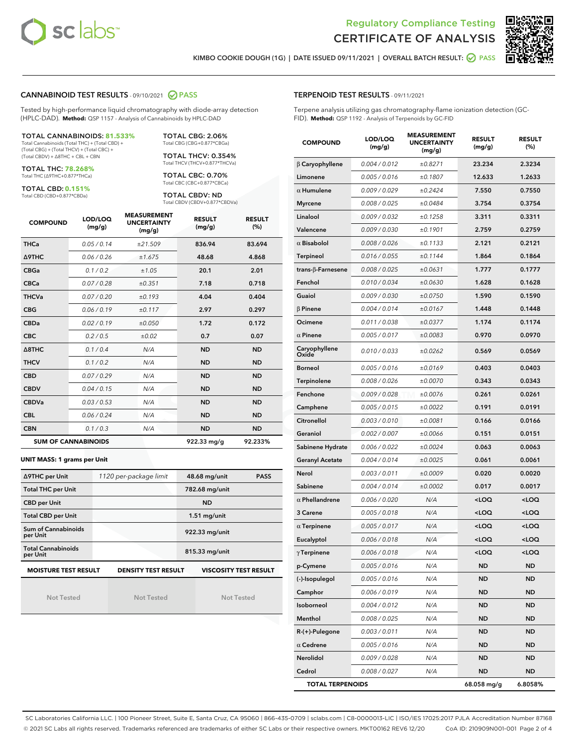# Regulatory Compliance Testing
# CERTIFICATE OF ANALYSIS

KIMBO COOKIE DOUGH (1G) | DATE ISSUED 09/11/2021 | OVERALL BATCH RESULT: PASS

## CANNABINOID TEST RESULTS - 09/10/2021 PASS

Tested by high-performance liquid chromatography with diode-array detection (HPLC-DAD). **Method:** QSP 1157 - Analysis of Cannabinoids by HPLC-DAD

**TOTAL CANNABINOIDS: 81.533%**
Total Cannabinoids (Total THC) + (Total CBD) + (Total CBG) + (Total THCV) + (Total CBC) + (Total CBDV) + Δ8THC + CBL + CBN

**TOTAL THC: 78.268%**
Total THC (Δ9THC+0.877*THCa)

**TOTAL CBD: 0.151%**
Total CBD (CBD+0.877*CBDa)

**TOTAL CBG: 2.06%**
Total CBG (CBG+0.877*CBGa)

**TOTAL THCV: 0.354%**
Total THCV (THCV+0.877*THCVa)

**TOTAL CBC: 0.70%**
Total CBC (CBC+0.877*CBCa)

**TOTAL CBDV: ND**
Total CBDV (CBDV+0.877*CBDVa)

| COMPOUND | LOD/LOQ (mg/g) | MEASUREMENT UNCERTAINTY (mg/g) | RESULT (mg/g) | RESULT (%) |
|---|---|---|---|---|
| THCa | 0.05 / 0.14 | ±21.509 | 836.94 | 83.694 |
| Δ9THC | 0.06 / 0.26 | ±1.675 | 48.68 | 4.868 |
| CBGa | 0.1 / 0.2 | ±1.05 | 20.1 | 2.01 |
| CBCa | 0.07 / 0.28 | ±0.351 | 7.18 | 0.718 |
| THCVa | 0.07 / 0.20 | ±0.193 | 4.04 | 0.404 |
| CBG | 0.06 / 0.19 | ±0.117 | 2.97 | 0.297 |
| CBDa | 0.02 / 0.19 | ±0.050 | 1.72 | 0.172 |
| CBC | 0.2 / 0.5 | ±0.02 | 0.7 | 0.07 |
| Δ8THC | 0.1 / 0.4 | N/A | ND | ND |
| THCV | 0.1 / 0.2 | N/A | ND | ND |
| CBD | 0.07 / 0.29 | N/A | ND | ND |
| CBDV | 0.04 / 0.15 | N/A | ND | ND |
| CBDVa | 0.03 / 0.53 | N/A | ND | ND |
| CBL | 0.06 / 0.24 | N/A | ND | ND |
| CBN | 0.1 / 0.3 | N/A | ND | ND |
| **SUM OF CANNABINOIDS** | | | 922.33 mg/g | 92.233% |

**UNIT MASS: 1 grams per Unit**

| | | | |
|---|---|---|---|
| Δ9THC per Unit | 1120 per-package limit | 48.68 mg/unit | PASS |
| Total THC per Unit | | 782.68 mg/unit | |
| CBD per Unit | | ND | |
| Total CBD per Unit | | 1.51 mg/unit | |
| Sum of Cannabinoids per Unit | | 922.33 mg/unit | |
| Total Cannabinoids per Unit | | 815.33 mg/unit | |

| MOISTURE TEST RESULT | DENSITY TEST RESULT | VISCOSITY TEST RESULT |
|---|---|---|
| Not Tested | Not Tested | Not Tested |

## TERPENOID TEST RESULTS - 09/11/2021

Terpene analysis utilizing gas chromatography-flame ionization detection (GC-FID). **Method:** QSP 1192 - Analysis of Terpenoids by GC-FID

| COMPOUND | LOD/LOQ (mg/g) | MEASUREMENT UNCERTAINTY (mg/g) | RESULT (mg/g) | RESULT (%) |
|---|---|---|---|---|
| β Caryophyllene | 0.004 / 0.012 | ±0.8271 | 23.234 | 2.3234 |
| Limonene | 0.005 / 0.016 | ±0.1807 | 12.633 | 1.2633 |
| α Humulene | 0.009 / 0.029 | ±0.2424 | 7.550 | 0.7550 |
| Myrcene | 0.008 / 0.025 | ±0.0484 | 3.754 | 0.3754 |
| Linalool | 0.009 / 0.032 | ±0.1258 | 3.311 | 0.3311 |
| Valencene | 0.009 / 0.030 | ±0.1901 | 2.759 | 0.2759 |
| α Bisabolol | 0.008 / 0.026 | ±0.1133 | 2.121 | 0.2121 |
| Terpineol | 0.016 / 0.055 | ±0.1144 | 1.864 | 0.1864 |
| trans-β-Farnesene | 0.008 / 0.025 | ±0.0631 | 1.777 | 0.1777 |
| Fenchol | 0.010 / 0.034 | ±0.0630 | 1.628 | 0.1628 |
| Guaiol | 0.009 / 0.030 | ±0.0750 | 1.590 | 0.1590 |
| β Pinene | 0.004 / 0.014 | ±0.0167 | 1.448 | 0.1448 |
| Ocimene | 0.011 / 0.038 | ±0.0377 | 1.174 | 0.1174 |
| α Pinene | 0.005 / 0.017 | ±0.0083 | 0.970 | 0.0970 |
| Caryophyllene Oxide | 0.010 / 0.033 | ±0.0262 | 0.569 | 0.0569 |
| Borneol | 0.005 / 0.016 | ±0.0169 | 0.403 | 0.0403 |
| Terpinolene | 0.008 / 0.026 | ±0.0070 | 0.343 | 0.0343 |
| Fenchone | 0.009 / 0.028 | ±0.0076 | 0.261 | 0.0261 |
| Camphene | 0.005 / 0.015 | ±0.0022 | 0.191 | 0.0191 |
| Citronellol | 0.003 / 0.010 | ±0.0081 | 0.166 | 0.0166 |
| Geraniol | 0.002 / 0.007 | ±0.0066 | 0.151 | 0.0151 |
| Sabinene Hydrate | 0.006 / 0.022 | ±0.0024 | 0.063 | 0.0063 |
| Geranyl Acetate | 0.004 / 0.014 | ±0.0025 | 0.061 | 0.0061 |
| Nerol | 0.003 / 0.011 | ±0.0009 | 0.020 | 0.0020 |
| Sabinene | 0.004 / 0.014 | ±0.0002 | 0.017 | 0.0017 |
| α Phellandrene | 0.006 / 0.020 | N/A | <LOQ | <LOQ |
| 3 Carene | 0.005 / 0.018 | N/A | <LOQ | <LOQ |
| α Terpinene | 0.005 / 0.017 | N/A | <LOQ | <LOQ |
| Eucalyptol | 0.006 / 0.018 | N/A | <LOQ | <LOQ |
| γ Terpinene | 0.006 / 0.018 | N/A | <LOQ | <LOQ |
| p-Cymene | 0.005 / 0.016 | N/A | ND | ND |
| (-)-Isopulegol | 0.005 / 0.016 | N/A | ND | ND |
| Camphor | 0.006 / 0.019 | N/A | ND | ND |
| Isoborneol | 0.004 / 0.012 | N/A | ND | ND |
| Menthol | 0.008 / 0.025 | N/A | ND | ND |
| R-(+)-Pulegone | 0.003 / 0.011 | N/A | ND | ND |
| α Cedrene | 0.005 / 0.016 | N/A | ND | ND |
| Nerolidol | 0.009 / 0.028 | N/A | ND | ND |
| Cedrol | 0.008 / 0.027 | N/A | ND | ND |
| **TOTAL TERPENOIDS** | | | 68.058 mg/g | 6.8058% |

SC Laboratories California LLC. | 100 Pioneer Street, Suite E, Santa Cruz, CA 95060 | 866-435-0709 | sclabs.com | C8-0000013-LIC | ISO/IES 17025:2017 PJLA Accreditation Number 87168
© 2021 SC Labs all rights reserved. Trademarks referenced are trademarks of either SC Labs or their respective owners. MKT00162 REV6 12/20 CoA ID: 210909N001-001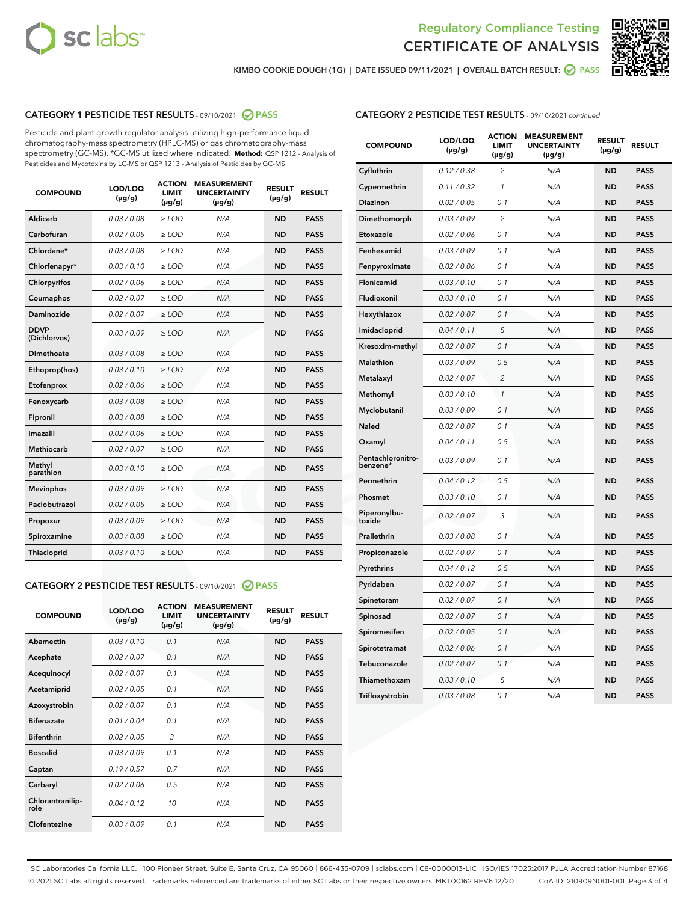Regulatory Compliance Testing

# CERTIFICATE OF ANALYSIS

KIMBO COOKIE DOUGH (1G) | DATE ISSUED 09/11/2021 | OVERALL BATCH RESULT: PASS

## CATEGORY 1 PESTICIDE TEST RESULTS - 09/10/2021 PASS

Pesticide and plant growth regulator analysis utilizing high-performance liquid chromatography-mass spectrometry (HPLC-MS) or gas chromatography-mass spectrometry (GC-MS). *GC-MS utilized where indicated. **Method:** QSP 1212 - Analysis of Pesticides and Mycotoxins by LC-MS or QSP 1213 - Analysis of Pesticides by GC-MS

| COMPOUND | LOD/LOQ (µg/g) | ACTION LIMIT (µg/g) | MEASUREMENT UNCERTAINTY (µg/g) | RESULT (µg/g) | RESULT |
|---|---|---|---|---|---|
| Aldicarb | 0.03 / 0.08 | ≥ LOD | N/A | ND | PASS |
| Carbofuran | 0.02 / 0.05 | ≥ LOD | N/A | ND | PASS |
| Chlordane* | 0.03 / 0.08 | ≥ LOD | N/A | ND | PASS |
| Chlorfenapyr* | 0.03 / 0.10 | ≥ LOD | N/A | ND | PASS |
| Chlorpyrifos | 0.02 / 0.06 | ≥ LOD | N/A | ND | PASS |
| Coumaphos | 0.02 / 0.07 | ≥ LOD | N/A | ND | PASS |
| Daminozide | 0.02 / 0.07 | ≥ LOD | N/A | ND | PASS |
| DDVP (Dichlorvos) | 0.03 / 0.09 | ≥ LOD | N/A | ND | PASS |
| Dimethoate | 0.03 / 0.08 | ≥ LOD | N/A | ND | PASS |
| Ethoprop(hos) | 0.03 / 0.10 | ≥ LOD | N/A | ND | PASS |
| Etofenprox | 0.02 / 0.06 | ≥ LOD | N/A | ND | PASS |
| Fenoxycarb | 0.03 / 0.08 | ≥ LOD | N/A | ND | PASS |
| Fipronil | 0.03 / 0.08 | ≥ LOD | N/A | ND | PASS |
| Imazalil | 0.02 / 0.06 | ≥ LOD | N/A | ND | PASS |
| Methiocarb | 0.02 / 0.07 | ≥ LOD | N/A | ND | PASS |
| Methyl parathion | 0.03 / 0.10 | ≥ LOD | N/A | ND | PASS |
| Mevinphos | 0.03 / 0.09 | ≥ LOD | N/A | ND | PASS |
| Paclobutrazol | 0.02 / 0.05 | ≥ LOD | N/A | ND | PASS |
| Propoxur | 0.03 / 0.09 | ≥ LOD | N/A | ND | PASS |
| Spiroxamine | 0.03 / 0.08 | ≥ LOD | N/A | ND | PASS |
| Thiacloprid | 0.03 / 0.10 | ≥ LOD | N/A | ND | PASS |

## CATEGORY 2 PESTICIDE TEST RESULTS - 09/10/2021 PASS

| COMPOUND | LOD/LOQ (µg/g) | ACTION LIMIT (µg/g) | MEASUREMENT UNCERTAINTY (µg/g) | RESULT (µg/g) | RESULT |
|---|---|---|---|---|---|
| Abamectin | 0.03 / 0.10 | 0.1 | N/A | ND | PASS |
| Acephate | 0.02 / 0.07 | 0.1 | N/A | ND | PASS |
| Acequinocyl | 0.02 / 0.07 | 0.1 | N/A | ND | PASS |
| Acetamiprid | 0.02 / 0.05 | 0.1 | N/A | ND | PASS |
| Azoxystrobin | 0.02 / 0.07 | 0.1 | N/A | ND | PASS |
| Bifenazate | 0.01 / 0.04 | 0.1 | N/A | ND | PASS |
| Bifenthrin | 0.02 / 0.05 | 3 | N/A | ND | PASS |
| Boscalid | 0.03 / 0.09 | 0.1 | N/A | ND | PASS |
| Captan | 0.19 / 0.57 | 0.7 | N/A | ND | PASS |
| Carbaryl | 0.02 / 0.06 | 0.5 | N/A | ND | PASS |
| Chlorantraniliprole | 0.04 / 0.12 | 10 | N/A | ND | PASS |
| Clofentezine | 0.03 / 0.09 | 0.1 | N/A | ND | PASS |
| Cyfluthrin | 0.12 / 0.38 | 2 | N/A | ND | PASS |
| Cypermethrin | 0.11 / 0.32 | 1 | N/A | ND | PASS |
| Diazinon | 0.02 / 0.05 | 0.1 | N/A | ND | PASS |
| Dimethomorph | 0.03 / 0.09 | 2 | N/A | ND | PASS |
| Etoxazole | 0.02 / 0.06 | 0.1 | N/A | ND | PASS |
| Fenhexamid | 0.03 / 0.09 | 0.1 | N/A | ND | PASS |
| Fenpyroximate | 0.02 / 0.06 | 0.1 | N/A | ND | PASS |
| Flonicamid | 0.03 / 0.10 | 0.1 | N/A | ND | PASS |
| Fludioxonil | 0.03 / 0.10 | 0.1 | N/A | ND | PASS |
| Hexythiazox | 0.02 / 0.07 | 0.1 | N/A | ND | PASS |
| Imidacloprid | 0.04 / 0.11 | 5 | N/A | ND | PASS |
| Kresoxim-methyl | 0.02 / 0.07 | 0.1 | N/A | ND | PASS |
| Malathion | 0.03 / 0.09 | 0.5 | N/A | ND | PASS |
| Metalaxyl | 0.02 / 0.07 | 2 | N/A | ND | PASS |
| Methomyl | 0.03 / 0.10 | 1 | N/A | ND | PASS |
| Myclobutanil | 0.03 / 0.09 | 0.1 | N/A | ND | PASS |
| Naled | 0.02 / 0.07 | 0.1 | N/A | ND | PASS |
| Oxamyl | 0.04 / 0.11 | 0.5 | N/A | ND | PASS |
| Pentachloronitrobenzene* | 0.03 / 0.09 | 0.1 | N/A | ND | PASS |
| Permethrin | 0.04 / 0.12 | 0.5 | N/A | ND | PASS |
| Phosmet | 0.03 / 0.10 | 0.1 | N/A | ND | PASS |
| Piperonylbutoxide | 0.02 / 0.07 | 3 | N/A | ND | PASS |
| Prallethrin | 0.03 / 0.08 | 0.1 | N/A | ND | PASS |
| Propiconazole | 0.02 / 0.07 | 0.1 | N/A | ND | PASS |
| Pyrethrins | 0.04 / 0.12 | 0.5 | N/A | ND | PASS |
| Pyridaben | 0.02 / 0.07 | 0.1 | N/A | ND | PASS |
| Spinetoram | 0.02 / 0.07 | 0.1 | N/A | ND | PASS |
| Spinosad | 0.02 / 0.07 | 0.1 | N/A | ND | PASS |
| Spiromesifen | 0.02 / 0.05 | 0.1 | N/A | ND | PASS |
| Spirotetramat | 0.02 / 0.06 | 0.1 | N/A | ND | PASS |
| Tebuconazole | 0.02 / 0.07 | 0.1 | N/A | ND | PASS |
| Thiamethoxam | 0.03 / 0.10 | 5 | N/A | ND | PASS |
| Trifloxystrobin | 0.03 / 0.08 | 0.1 | N/A | ND | PASS |

SC Laboratories California LLC. | 100 Pioneer Street, Suite E, Santa Cruz, CA 95060 | 866-435-0709 | sclabs.com | C8-0000013-LIC | ISO/IES 17025:2017 PJLA Accreditation Number 87168
© 2021 SC Labs all rights reserved. Trademarks referenced are trademarks of either SC Labs or their respective owners. MKT00162 REV6 12/20 CoA ID: 210909N001-001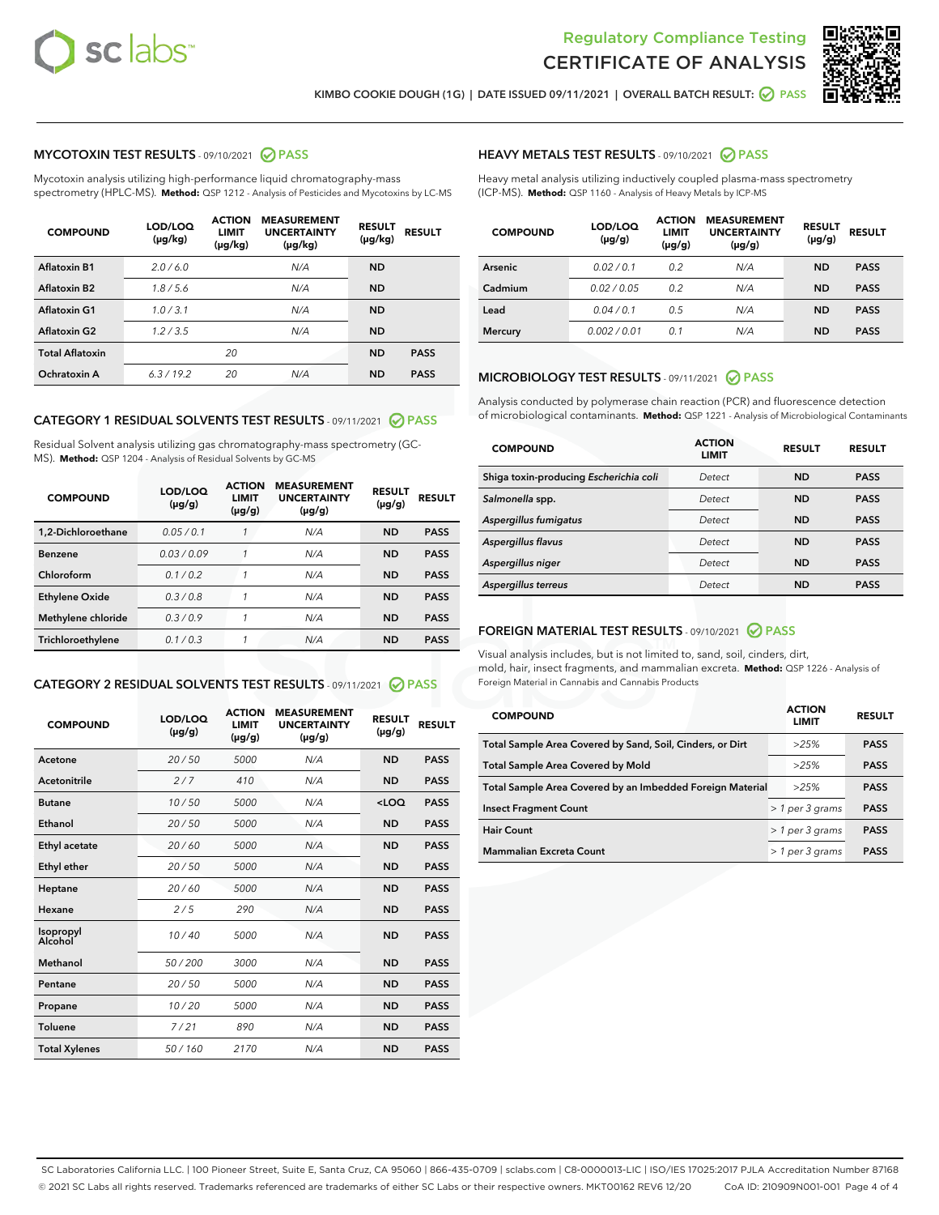Regulatory Compliance Testing

# CERTIFICATE OF ANALYSIS

KIMBO COOKIE DOUGH (1G) | DATE ISSUED 09/11/2021 | OVERALL BATCH RESULT: PASS

## MYCOTOXIN TEST RESULTS - 09/10/2021 PASS

Mycotoxin analysis utilizing high-performance liquid chromatography-mass spectrometry (HPLC-MS). **Method:** QSP 1212 - Analysis of Pesticides and Mycotoxins by LC-MS

| COMPOUND | LOD/LOQ (µg/kg) | ACTION LIMIT (µg/kg) | MEASUREMENT UNCERTAINTY (µg/kg) | RESULT (µg/kg) | RESULT |
|---|---|---|---|---|---|
| Aflatoxin B1 | 2.0 / 6.0 | | N/A | ND | |
| Aflatoxin B2 | 1.8 / 5.6 | | N/A | ND | |
| Aflatoxin G1 | 1.0 / 3.1 | | N/A | ND | |
| Aflatoxin G2 | 1.2 / 3.5 | | N/A | ND | |
| Total Aflatoxin | | 20 | | ND | PASS |
| Ochratoxin A | 6.3 / 19.2 | 20 | N/A | ND | PASS |

## CATEGORY 1 RESIDUAL SOLVENTS TEST RESULTS - 09/11/2021 PASS

Residual Solvent analysis utilizing gas chromatography-mass spectrometry (GC-MS). **Method:** QSP 1204 - Analysis of Residual Solvents by GC-MS

| COMPOUND | LOD/LOQ (µg/g) | ACTION LIMIT (µg/g) | MEASUREMENT UNCERTAINTY (µg/g) | RESULT (µg/g) | RESULT |
|---|---|---|---|---|---|
| 1,2-Dichloroethane | 0.05 / 0.1 | 1 | N/A | ND | PASS |
| Benzene | 0.03 / 0.09 | 1 | N/A | ND | PASS |
| Chloroform | 0.1 / 0.2 | 1 | N/A | ND | PASS |
| Ethylene Oxide | 0.3 / 0.8 | 1 | N/A | ND | PASS |
| Methylene chloride | 0.3 / 0.9 | 1 | N/A | ND | PASS |
| Trichloroethylene | 0.1 / 0.3 | 1 | N/A | ND | PASS |

## CATEGORY 2 RESIDUAL SOLVENTS TEST RESULTS - 09/11/2021 PASS

| COMPOUND | LOD/LOQ (µg/g) | ACTION LIMIT (µg/g) | MEASUREMENT UNCERTAINTY (µg/g) | RESULT (µg/g) | RESULT |
|---|---|---|---|---|---|
| Acetone | 20 / 50 | 5000 | N/A | ND | PASS |
| Acetonitrile | 2 / 7 | 410 | N/A | ND | PASS |
| Butane | 10 / 50 | 5000 | N/A | <LOQ | PASS |
| Ethanol | 20 / 50 | 5000 | N/A | ND | PASS |
| Ethyl acetate | 20 / 60 | 5000 | N/A | ND | PASS |
| Ethyl ether | 20 / 50 | 5000 | N/A | ND | PASS |
| Heptane | 20 / 60 | 5000 | N/A | ND | PASS |
| Hexane | 2 / 5 | 290 | N/A | ND | PASS |
| Isopropyl Alcohol | 10 / 40 | 5000 | N/A | ND | PASS |
| Methanol | 50 / 200 | 3000 | N/A | ND | PASS |
| Pentane | 20 / 50 | 5000 | N/A | ND | PASS |
| Propane | 10 / 20 | 5000 | N/A | ND | PASS |
| Toluene | 7 / 21 | 890 | N/A | ND | PASS |
| Total Xylenes | 50 / 160 | 2170 | N/A | ND | PASS |

## HEAVY METALS TEST RESULTS - 09/10/2021 PASS

Heavy metal analysis utilizing inductively coupled plasma-mass spectrometry (ICP-MS). **Method:** QSP 1160 - Analysis of Heavy Metals by ICP-MS

| COMPOUND | LOD/LOQ (µg/g) | ACTION LIMIT (µg/g) | MEASUREMENT UNCERTAINTY (µg/g) | RESULT (µg/g) | RESULT |
|---|---|---|---|---|---|
| Arsenic | 0.02 / 0.1 | 0.2 | N/A | ND | PASS |
| Cadmium | 0.02 / 0.05 | 0.2 | N/A | ND | PASS |
| Lead | 0.04 / 0.1 | 0.5 | N/A | ND | PASS |
| Mercury | 0.002 / 0.01 | 0.1 | N/A | ND | PASS |

## MICROBIOLOGY TEST RESULTS - 09/11/2021 PASS

Analysis conducted by polymerase chain reaction (PCR) and fluorescence detection of microbiological contaminants. **Method:** QSP 1221 - Analysis of Microbiological Contaminants

| COMPOUND | ACTION LIMIT | RESULT | RESULT |
|---|---|---|---|
| Shiga toxin-producing *Escherichia coli* | Detect | ND | PASS |
| *Salmonella* spp. | Detect | ND | PASS |
| *Aspergillus fumigatus* | Detect | ND | PASS |
| *Aspergillus flavus* | Detect | ND | PASS |
| *Aspergillus niger* | Detect | ND | PASS |
| *Aspergillus terreus* | Detect | ND | PASS |

## FOREIGN MATERIAL TEST RESULTS - 09/10/2021 PASS

Visual analysis includes, but is not limited to, sand, soil, cinders, dirt, mold, hair, insect fragments, and mammalian excreta. **Method:** QSP 1226 - Analysis of Foreign Material in Cannabis and Cannabis Products

| COMPOUND | ACTION LIMIT | RESULT |
|---|---|---|
| Total Sample Area Covered by Sand, Soil, Cinders, or Dirt | >25% | PASS |
| Total Sample Area Covered by Mold | >25% | PASS |
| Total Sample Area Covered by an Imbedded Foreign Material | >25% | PASS |
| Insect Fragment Count | > 1 per 3 grams | PASS |
| Hair Count | > 1 per 3 grams | PASS |
| Mammalian Excreta Count | > 1 per 3 grams | PASS |

SC Laboratories California LLC. | 100 Pioneer Street, Suite E, Santa Cruz, CA 95060 | 866-435-0709 | sclabs.com | C8-0000013-LIC | ISO/IES 17025:2017 PJLA Accreditation Number 87168
© 2021 SC Labs all rights reserved. Trademarks referenced are trademarks of either SC Labs or their respective owners. MKT00162 REV6 12/20 CoA ID: 210909N001-001